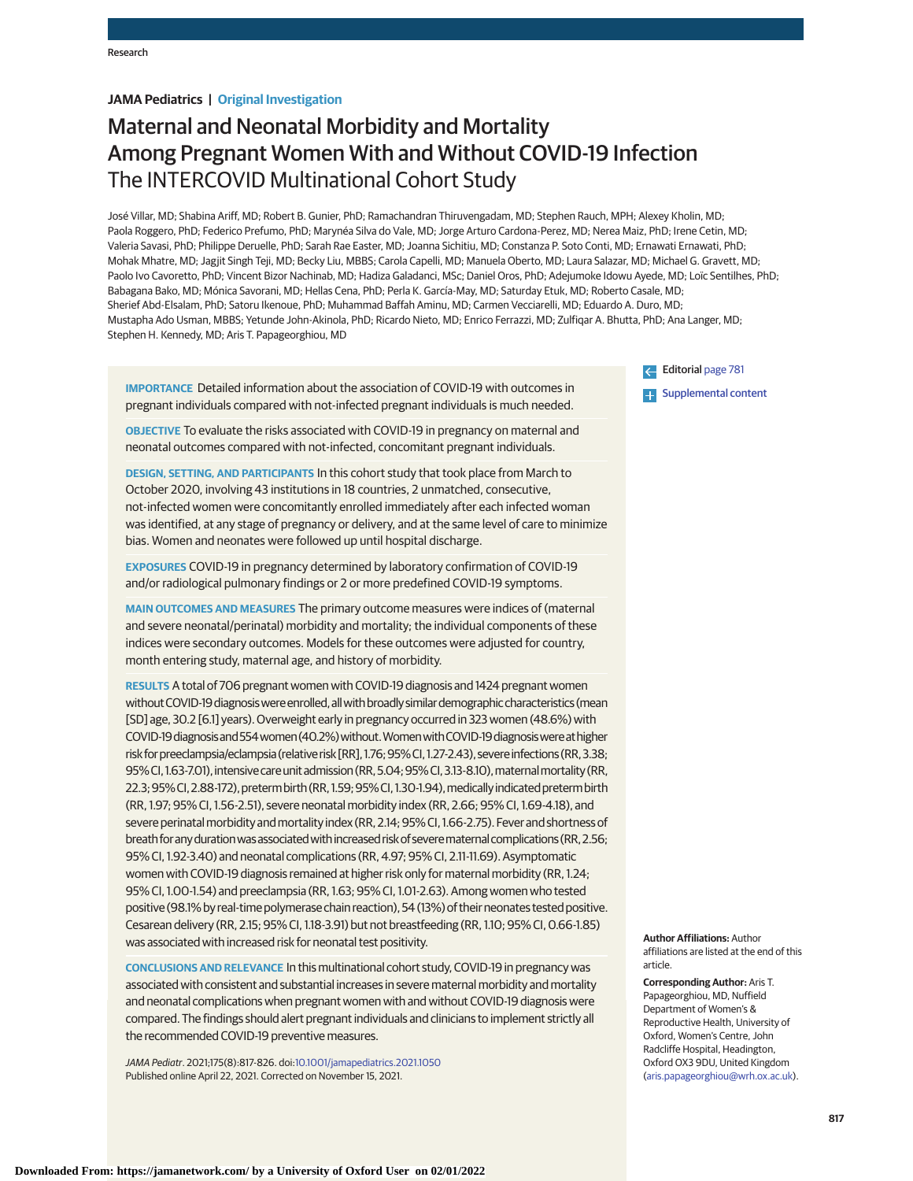Research

**JAMA Pediatrics | Original Investigation**

# Maternal and Neonatal Morbidity and Mortality Among Pregnant Women With and Without COVID-19 Infection
## The INTERCOVID Multinational Cohort Study

José Villar, MD; Shabina Ariff, MD; Robert B. Gunier, PhD; Ramachandran Thiruvengadam, MD; Stephen Rauch, MPH; Alexey Kholin, MD; Paola Roggero, PhD; Federico Prefumo, PhD; Marynéa Silva do Vale, MD; Jorge Arturo Cardona-Perez, MD; Nerea Maiz, PhD; Irene Cetin, MD; Valeria Savasi, PhD; Philippe Deruelle, PhD; Sarah Rae Easter, MD; Joanna Sichitiu, MD; Constanza P. Soto Conti, MD; Ernawati Ernawati, PhD; Mohak Mhatre, MD; Jagjit Singh Teji, MD; Becky Liu, MBBS; Carola Capelli, MD; Manuela Oberto, MD; Laura Salazar, MD; Michael G. Gravett, MD; Paolo Ivo Cavoretto, PhD; Vincent Bizor Nachinab, MD; Hadiza Galadanci, MSc; Daniel Oros, PhD; Adejumoke Idowu Ayede, MD; Loïc Sentilhes, PhD; Babagana Bako, MD; Mónica Savorani, MD; Hellas Cena, PhD; Perla K. García-May, MD; Saturday Etuk, MD; Roberto Casale, MD; Sherief Abd-Elsalam, PhD; Satoru Ikenoue, PhD; Muhammad Baffah Aminu, MD; Carmen Vecciarelli, MD; Eduardo A. Duro, MD; Mustapha Ado Usman, MBBS; Yetunde John-Akinola, PhD; Ricardo Nieto, MD; Enrico Ferrazzi, MD; Zulfiqar A. Bhutta, PhD; Ana Langer, MD; Stephen H. Kennedy, MD; Aris T. Papageorghiou, MD

Editorial page 781

Supplemental content

**IMPORTANCE** Detailed information about the association of COVID-19 with outcomes in pregnant individuals compared with not-infected pregnant individuals is much needed.

**OBJECTIVE** To evaluate the risks associated with COVID-19 in pregnancy on maternal and neonatal outcomes compared with not-infected, concomitant pregnant individuals.

**DESIGN, SETTING, AND PARTICIPANTS** In this cohort study that took place from March to October 2020, involving 43 institutions in 18 countries, 2 unmatched, consecutive, not-infected women were concomitantly enrolled immediately after each infected woman was identified, at any stage of pregnancy or delivery, and at the same level of care to minimize bias. Women and neonates were followed up until hospital discharge.

**EXPOSURES** COVID-19 in pregnancy determined by laboratory confirmation of COVID-19 and/or radiological pulmonary findings or 2 or more predefined COVID-19 symptoms.

**MAIN OUTCOMES AND MEASURES** The primary outcome measures were indices of (maternal and severe neonatal/perinatal) morbidity and mortality; the individual components of these indices were secondary outcomes. Models for these outcomes were adjusted for country, month entering study, maternal age, and history of morbidity.

**RESULTS** A total of 706 pregnant women with COVID-19 diagnosis and 1424 pregnant women without COVID-19 diagnosis were enrolled, all with broadly similar demographic characteristics (mean [SD] age, 30.2 [6.1] years). Overweight early in pregnancy occurred in 323 women (48.6%) with COVID-19 diagnosis and 554 women (40.2%) without. Women with COVID-19 diagnosis were at higher risk for preeclampsia/eclampsia (relative risk [RR], 1.76; 95% CI, 1.27-2.43), severe infections (RR, 3.38; 95% CI, 1.63-7.01), intensive care unit admission (RR, 5.04; 95% CI, 3.13-8.10), maternal mortality (RR, 22.3; 95% CI, 2.88-172), preterm birth (RR, 1.59; 95% CI, 1.30-1.94), medically indicated preterm birth (RR, 1.97; 95% CI, 1.56-2.51), severe neonatal morbidity index (RR, 2.66; 95% CI, 1.69-4.18), and severe perinatal morbidity and mortality index (RR, 2.14; 95% CI, 1.66-2.75). Fever and shortness of breath for any duration was associated with increased risk of severe maternal complications (RR, 2.56; 95% CI, 1.92-3.40) and neonatal complications (RR, 4.97; 95% CI, 2.11-11.69). Asymptomatic women with COVID-19 diagnosis remained at higher risk only for maternal morbidity (RR, 1.24; 95% CI, 1.00-1.54) and preeclampsia (RR, 1.63; 95% CI, 1.01-2.63). Among women who tested positive (98.1% by real-time polymerase chain reaction), 54 (13%) of their neonates tested positive. Cesarean delivery (RR, 2.15; 95% CI, 1.18-3.91) but not breastfeeding (RR, 1.10; 95% CI, 0.66-1.85) was associated with increased risk for neonatal test positivity.

**CONCLUSIONS AND RELEVANCE** In this multinational cohort study, COVID-19 in pregnancy was associated with consistent and substantial increases in severe maternal morbidity and mortality and neonatal complications when pregnant women with and without COVID-19 diagnosis were compared. The findings should alert pregnant individuals and clinicians to implement strictly all the recommended COVID-19 preventive measures.

*JAMA Pediatr*. 2021;175(8):817-826. doi:10.1001/jamapediatrics.2021.1050
Published online April 22, 2021. Corrected on November 15, 2021.

**Author Affiliations:** Author affiliations are listed at the end of this article.

**Corresponding Author:** Aris T. Papageorghiou, MD, Nuffield Department of Women's & Reproductive Health, University of Oxford, Women's Centre, John Radcliffe Hospital, Headington, Oxford OX3 9DU, United Kingdom (aris.papageorghiou@wrh.ox.ac.uk).

Downloaded From: https://jamanetwork.com/ by a University of Oxford User on 02/01/2022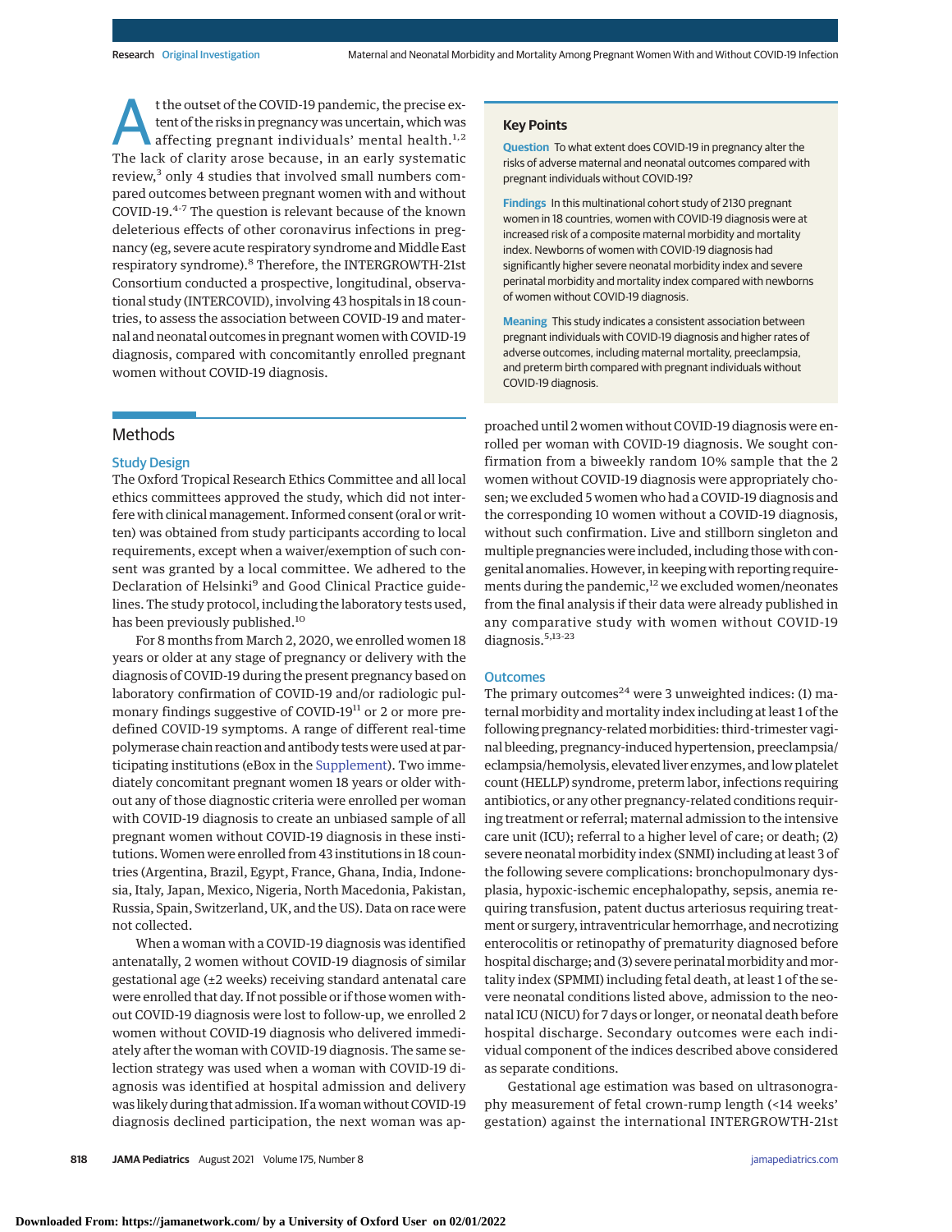At the outset of the COVID-19 pandemic, the precise extent of the risks in pregnancy was uncertain, which was affecting pregnant individuals' mental health.[1,2] The lack of clarity arose because, in an early systematic review,[3] only 4 studies that involved small numbers compared outcomes between pregnant women with and without COVID-19.[4-7] The question is relevant because of the known deleterious effects of other coronavirus infections in pregnancy (eg, severe acute respiratory syndrome and Middle East respiratory syndrome).[8] Therefore, the INTERGROWTH-21st Consortium conducted a prospective, longitudinal, observational study (INTERCOVID), involving 43 hospitals in 18 countries, to assess the association between COVID-19 and maternal and neonatal outcomes in pregnant women with COVID-19 diagnosis, compared with concomitantly enrolled pregnant women without COVID-19 diagnosis.

## Key Points

**Question** To what extent does COVID-19 in pregnancy alter the risks of adverse maternal and neonatal outcomes compared with pregnant individuals without COVID-19?

**Findings** In this multinational cohort study of 2130 pregnant women in 18 countries, women with COVID-19 diagnosis were at increased risk of a composite maternal morbidity and mortality index. Newborns of women with COVID-19 diagnosis had significantly higher severe neonatal morbidity index and severe perinatal morbidity and mortality index compared with newborns of women without COVID-19 diagnosis.

**Meaning** This study indicates a consistent association between pregnant individuals with COVID-19 diagnosis and higher rates of adverse outcomes, including maternal mortality, preeclampsia, and preterm birth compared with pregnant individuals without COVID-19 diagnosis.

## Methods

### Study Design

The Oxford Tropical Research Ethics Committee and all local ethics committees approved the study, which did not interfere with clinical management. Informed consent (oral or written) was obtained from study participants according to local requirements, except when a waiver/exemption of such consent was granted by a local committee. We adhered to the Declaration of Helsinki[9] and Good Clinical Practice guidelines. The study protocol, including the laboratory tests used, has been previously published.[10]

For 8 months from March 2, 2020, we enrolled women 18 years or older at any stage of pregnancy or delivery with the diagnosis of COVID-19 during the present pregnancy based on laboratory confirmation of COVID-19 and/or radiologic pulmonary findings suggestive of COVID-19[11] or 2 or more predefined COVID-19 symptoms. A range of different real-time polymerase chain reaction and antibody tests were used at participating institutions (eBox in the Supplement). Two immediately concomitant pregnant women 18 years or older without any of those diagnostic criteria were enrolled per woman with COVID-19 diagnosis to create an unbiased sample of all pregnant women without COVID-19 diagnosis in these institutions. Women were enrolled from 43 institutions in 18 countries (Argentina, Brazil, Egypt, France, Ghana, India, Indonesia, Italy, Japan, Mexico, Nigeria, North Macedonia, Pakistan, Russia, Spain, Switzerland, UK, and the US). Data on race were not collected.

When a woman with a COVID-19 diagnosis was identified antenatally, 2 women without COVID-19 diagnosis of similar gestational age (±2 weeks) receiving standard antenatal care were enrolled that day. If not possible or if those women without COVID-19 diagnosis were lost to follow-up, we enrolled 2 women without COVID-19 diagnosis who delivered immediately after the woman with COVID-19 diagnosis. The same selection strategy was used when a woman with COVID-19 diagnosis was identified at hospital admission and delivery was likely during that admission. If a woman without COVID-19 diagnosis declined participation, the next woman was approached until 2 women without COVID-19 diagnosis were enrolled per woman with COVID-19 diagnosis. We sought confirmation from a biweekly random 10% sample that the 2 women without COVID-19 diagnosis were appropriately chosen; we excluded 5 women who had a COVID-19 diagnosis and the corresponding 10 women without a COVID-19 diagnosis, without such confirmation. Live and stillborn singleton and multiple pregnancies were included, including those with congenital anomalies. However, in keeping with reporting requirements during the pandemic,[12] we excluded women/neonates from the final analysis if their data were already published in any comparative study with women without COVID-19 diagnosis.[5,13-23]

### Outcomes

The primary outcomes[24] were 3 unweighted indices: (1) maternal morbidity and mortality index including at least 1 of the following pregnancy-related morbidities: third-trimester vaginal bleeding, pregnancy-induced hypertension, preeclampsia/eclampsia/hemolysis, elevated liver enzymes, and low platelet count (HELLP) syndrome, preterm labor, infections requiring antibiotics, or any other pregnancy-related conditions requiring treatment or referral; maternal admission to the intensive care unit (ICU); referral to a higher level of care; or death; (2) severe neonatal morbidity index (SNMI) including at least 3 of the following severe complications: bronchopulmonary dysplasia, hypoxic-ischemic encephalopathy, sepsis, anemia requiring transfusion, patent ductus arteriosus requiring treatment or surgery, intraventricular hemorrhage, and necrotizing enterocolitis or retinopathy of prematurity diagnosed before hospital discharge; and (3) severe perinatal morbidity and mortality index (SPMMI) including fetal death, at least 1 of the severe neonatal conditions listed above, admission to the neonatal ICU (NICU) for 7 days or longer, or neonatal death before hospital discharge. Secondary outcomes were each individual component of the indices described above considered as separate conditions.

Gestational age estimation was based on ultrasonography measurement of fetal crown-rump length (<14 weeks' gestation) against the international INTERGROWTH-21st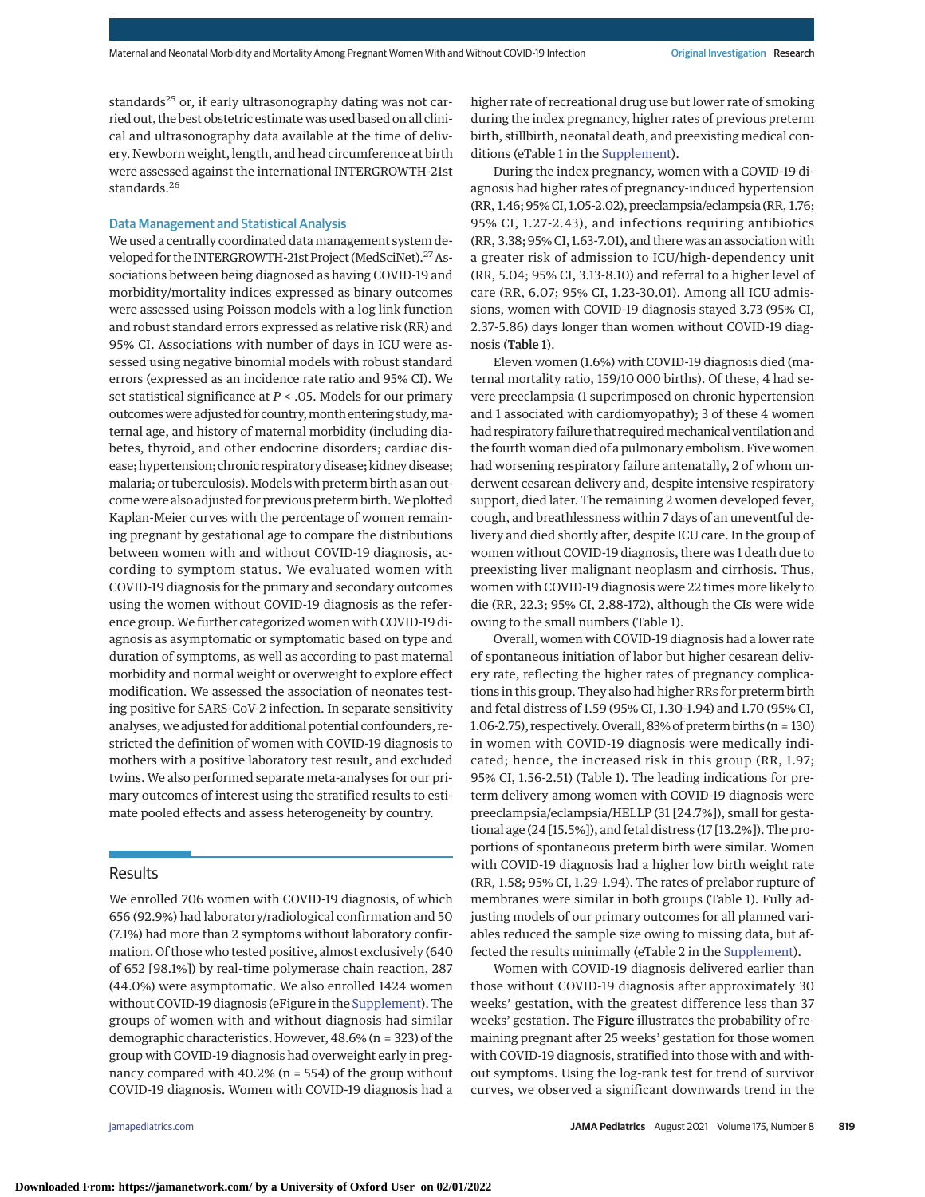standards[25] or, if early ultrasonography dating was not carried out, the best obstetric estimate was used based on all clinical and ultrasonography data available at the time of delivery. Newborn weight, length, and head circumference at birth were assessed against the international INTERGROWTH-21st standards.[26]

### Data Management and Statistical Analysis

We used a centrally coordinated data management system developed for the INTERGROWTH-21st Project (MedSciNet).[27] Associations between being diagnosed as having COVID-19 and morbidity/mortality indices expressed as binary outcomes were assessed using Poisson models with a log link function and robust standard errors expressed as relative risk (RR) and 95% CI. Associations with number of days in ICU were assessed using negative binomial models with robust standard errors (expressed as an incidence rate ratio and 95% CI). We set statistical significance at $P < .05$. Models for our primary outcomes were adjusted for country, month entering study, maternal age, and history of maternal morbidity (including diabetes, thyroid, and other endocrine disorders; cardiac disease; hypertension; chronic respiratory disease; kidney disease; malaria; or tuberculosis). Models with preterm birth as an outcome were also adjusted for previous preterm birth. We plotted Kaplan-Meier curves with the percentage of women remaining pregnant by gestational age to compare the distributions between women with and without COVID-19 diagnosis, according to symptom status. We evaluated women with COVID-19 diagnosis for the primary and secondary outcomes using the women without COVID-19 diagnosis as the reference group. We further categorized women with COVID-19 diagnosis as asymptomatic or symptomatic based on type and duration of symptoms, as well as according to past maternal morbidity and normal weight or overweight to explore effect modification. We assessed the association of neonates testing positive for SARS-CoV-2 infection. In separate sensitivity analyses, we adjusted for additional potential confounders, restricted the definition of women with COVID-19 diagnosis to mothers with a positive laboratory test result, and excluded twins. We also performed separate meta-analyses for our primary outcomes of interest using the stratified results to estimate pooled effects and assess heterogeneity by country.

## Results

We enrolled 706 women with COVID-19 diagnosis, of which 656 (92.9%) had laboratory/radiological confirmation and 50 (7.1%) had more than 2 symptoms without laboratory confirmation. Of those who tested positive, almost exclusively (640 of 652 [98.1%]) by real-time polymerase chain reaction, 287 (44.0%) were asymptomatic. We also enrolled 1424 women without COVID-19 diagnosis (eFigure in the Supplement). The groups of women with and without diagnosis had similar demographic characteristics. However, 48.6% (n = 323) of the group with COVID-19 diagnosis had overweight early in pregnancy compared with 40.2% (n = 554) of the group without COVID-19 diagnosis. Women with COVID-19 diagnosis had a higher rate of recreational drug use but lower rate of smoking during the index pregnancy, higher rates of previous preterm birth, stillbirth, neonatal death, and preexisting medical conditions (eTable 1 in the Supplement).

During the index pregnancy, women with a COVID-19 diagnosis had higher rates of pregnancy-induced hypertension (RR, 1.46; 95% CI, 1.05-2.02), preeclampsia/eclampsia (RR, 1.76; 95% CI, 1.27-2.43), and infections requiring antibiotics (RR, 3.38; 95% CI, 1.63-7.01), and there was an association with a greater risk of admission to ICU/high-dependency unit (RR, 5.04; 95% CI, 3.13-8.10) and referral to a higher level of care (RR, 6.07; 95% CI, 1.23-30.01). Among all ICU admissions, women with COVID-19 diagnosis stayed 3.73 (95% CI, 2.37-5.86) days longer than women without COVID-19 diagnosis (**Table 1**).

Eleven women (1.6%) with COVID-19 diagnosis died (maternal mortality ratio, 159/10 000 births). Of these, 4 had severe preeclampsia (1 superimposed on chronic hypertension and 1 associated with cardiomyopathy); 3 of these 4 women had respiratory failure that required mechanical ventilation and the fourth woman died of a pulmonary embolism. Five women had worsening respiratory failure antenatally, 2 of whom underwent cesarean delivery and, despite intensive respiratory support, died later. The remaining 2 women developed fever, cough, and breathlessness within 7 days of an uneventful delivery and died shortly after, despite ICU care. In the group of women without COVID-19 diagnosis, there was 1 death due to preexisting liver malignant neoplasm and cirrhosis. Thus, women with COVID-19 diagnosis were 22 times more likely to die (RR, 22.3; 95% CI, 2.88-172), although the CIs were wide owing to the small numbers (Table 1).

Overall, women with COVID-19 diagnosis had a lower rate of spontaneous initiation of labor but higher cesarean delivery rate, reflecting the higher rates of pregnancy complications in this group. They also had higher RRs for preterm birth and fetal distress of 1.59 (95% CI, 1.30-1.94) and 1.70 (95% CI, 1.06-2.75), respectively. Overall, 83% of preterm births (n = 130) in women with COVID-19 diagnosis were medically indicated; hence, the increased risk in this group (RR, 1.97; 95% CI, 1.56-2.51) (Table 1). The leading indications for preterm delivery among women with COVID-19 diagnosis were preeclampsia/eclampsia/HELLP (31 [24.7%]), small for gestational age (24 [15.5%]), and fetal distress (17 [13.2%]). The proportions of spontaneous preterm birth were similar. Women with COVID-19 diagnosis had a higher low birth weight rate (RR, 1.58; 95% CI, 1.29-1.94). The rates of prelabor rupture of membranes were similar in both groups (Table 1). Fully adjusting models of our primary outcomes for all planned variables reduced the sample size owing to missing data, but affected the results minimally (eTable 2 in the Supplement).

Women with COVID-19 diagnosis delivered earlier than those without COVID-19 diagnosis after approximately 30 weeks' gestation, with the greatest difference less than 37 weeks' gestation. The **Figure** illustrates the probability of remaining pregnant after 25 weeks' gestation for those women with COVID-19 diagnosis, stratified into those with and without symptoms. Using the log-rank test for trend of survivor curves, we observed a significant downwards trend in the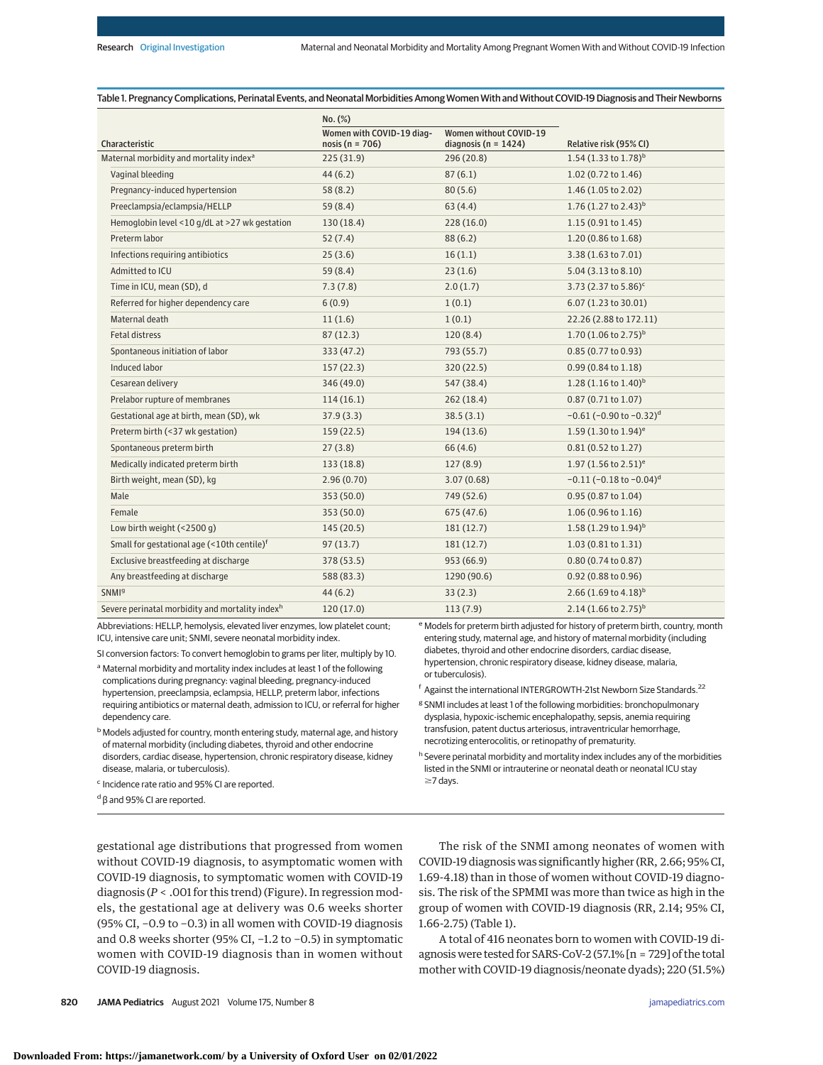Table 1. Pregnancy Complications, Perinatal Events, and Neonatal Morbidities Among Women With and Without COVID-19 Diagnosis and Their Newborns

| Characteristic | No. (%) | | Relative risk (95% CI) |
|---|---|---|---|
| | Women with COVID-19 diagnosis (n = 706) | Women without COVID-19 diagnosis (n = 1424) | |
| Maternal morbidity and mortality index[a] | 225 (31.9) | 296 (20.8) | 1.54 (1.33 to 1.78)[b] |
| Vaginal bleeding | 44 (6.2) | 87 (6.1) | 1.02 (0.72 to 1.46) |
| Pregnancy-induced hypertension | 58 (8.2) | 80 (5.6) | 1.46 (1.05 to 2.02) |
| Preeclampsia/eclampsia/HELLP | 59 (8.4) | 63 (4.4) | 1.76 (1.27 to 2.43)[b] |
| Hemoglobin level <10 g/dL at >27 wk gestation | 130 (18.4) | 228 (16.0) | 1.15 (0.91 to 1.45) |
| Preterm labor | 52 (7.4) | 88 (6.2) | 1.20 (0.86 to 1.68) |
| Infections requiring antibiotics | 25 (3.6) | 16 (1.1) | 3.38 (1.63 to 7.01) |
| Admitted to ICU | 59 (8.4) | 23 (1.6) | 5.04 (3.13 to 8.10) |
| Time in ICU, mean (SD), d | 7.3 (7.8) | 2.0 (1.7) | 3.73 (2.37 to 5.86)[c] |
| Referred for higher dependency care | 6 (0.9) | 1 (0.1) | 6.07 (1.23 to 30.01) |
| Maternal death | 11 (1.6) | 1 (0.1) | 22.26 (2.88 to 172.11) |
| Fetal distress | 87 (12.3) | 120 (8.4) | 1.70 (1.06 to 2.75)[b] |
| Spontaneous initiation of labor | 333 (47.2) | 793 (55.7) | 0.85 (0.77 to 0.93) |
| Induced labor | 157 (22.3) | 320 (22.5) | 0.99 (0.84 to 1.18) |
| Cesarean delivery | 346 (49.0) | 547 (38.4) | 1.28 (1.16 to 1.40)[b] |
| Prelabor rupture of membranes | 114 (16.1) | 262 (18.4) | 0.87 (0.71 to 1.07) |
| Gestational age at birth, mean (SD), wk | 37.9 (3.3) | 38.5 (3.1) | −0.61 (−0.90 to −0.32)[d] |
| Preterm birth (<37 wk gestation) | 159 (22.5) | 194 (13.6) | 1.59 (1.30 to 1.94)[e] |
| Spontaneous preterm birth | 27 (3.8) | 66 (4.6) | 0.81 (0.52 to 1.27) |
| Medically indicated preterm birth | 133 (18.8) | 127 (8.9) | 1.97 (1.56 to 2.51)[e] |
| Birth weight, mean (SD), kg | 2.96 (0.70) | 3.07 (0.68) | −0.11 (−0.18 to −0.04)[d] |
| Male | 353 (50.0) | 749 (52.6) | 0.95 (0.87 to 1.04) |
| Female | 353 (50.0) | 675 (47.6) | 1.06 (0.96 to 1.16) |
| Low birth weight (<2500 g) | 145 (20.5) | 181 (12.7) | 1.58 (1.29 to 1.94)[b] |
| Small for gestational age (<10th centile)[f] | 97 (13.7) | 181 (12.7) | 1.03 (0.81 to 1.31) |
| Exclusive breastfeeding at discharge | 378 (53.5) | 953 (66.9) | 0.80 (0.74 to 0.87) |
| Any breastfeeding at discharge | 588 (83.3) | 1290 (90.6) | 0.92 (0.88 to 0.96) |
| SNMI[g] | 44 (6.2) | 33 (2.3) | 2.66 (1.69 to 4.18)[b] |
| Severe perinatal morbidity and mortality index[h] | 120 (17.0) | 113 (7.9) | 2.14 (1.66 to 2.75)[b] |

Abbreviations: HELLP, hemolysis, elevated liver enzymes, low platelet count; ICU, intensive care unit; SNMI, severe neonatal morbidity index.

SI conversion factors: To convert hemoglobin to grams per liter, multiply by 10.

[a] Maternal morbidity and mortality index includes at least 1 of the following complications during pregnancy: vaginal bleeding, pregnancy-induced hypertension, preeclampsia, eclampsia, HELLP, preterm labor, infections requiring antibiotics or maternal death, admission to ICU, or referral for higher dependency care.

[b] Models adjusted for country, month entering study, maternal age, and history of maternal morbidity (including diabetes, thyroid and other endocrine disorders, cardiac disease, hypertension, chronic respiratory disease, kidney disease, malaria, or tuberculosis).

[c] Incidence rate ratio and 95% CI are reported.

[d] β and 95% CI are reported.

[e] Models for preterm birth adjusted for history of preterm birth, country, month entering study, maternal age, and history of maternal morbidity (including diabetes, thyroid and other endocrine disorders, cardiac disease, hypertension, chronic respiratory disease, kidney disease, malaria, or tuberculosis).

[f] Against the international INTERGROWTH-21st Newborn Size Standards.[22]

[g] SNMI includes at least 1 of the following morbidities: bronchopulmonary dysplasia, hypoxic-ischemic encephalopathy, sepsis, anemia requiring transfusion, patent ductus arteriosus, intraventricular hemorrhage, necrotizing enterocolitis, or retinopathy of prematurity.

[h] Severe perinatal morbidity and mortality index includes any of the morbidities listed in the SNMI or intrauterine or neonatal death or neonatal ICU stay ≥7 days.

gestational age distributions that progressed from women without COVID-19 diagnosis, to asymptomatic women with COVID-19 diagnosis, to symptomatic women with COVID-19 diagnosis ($P < .001$ for this trend) (Figure). In regression models, the gestational age at delivery was 0.6 weeks shorter (95% CI, −0.9 to −0.3) in all women with COVID-19 diagnosis and 0.8 weeks shorter (95% CI, −1.2 to −0.5) in symptomatic women with COVID-19 diagnosis than in women without COVID-19 diagnosis.

The risk of the SNMI among neonates of women with COVID-19 diagnosis was significantly higher (RR, 2.66; 95% CI, 1.69-4.18) than in those of women without COVID-19 diagnosis. The risk of the SPMMI was more than twice as high in the group of women with COVID-19 diagnosis (RR, 2.14; 95% CI, 1.66-2.75) (Table 1).

A total of 416 neonates born to women with COVID-19 diagnosis were tested for SARS-CoV-2 (57.1% [n = 729] of the total mother with COVID-19 diagnosis/neonate dyads); 220 (51.5%)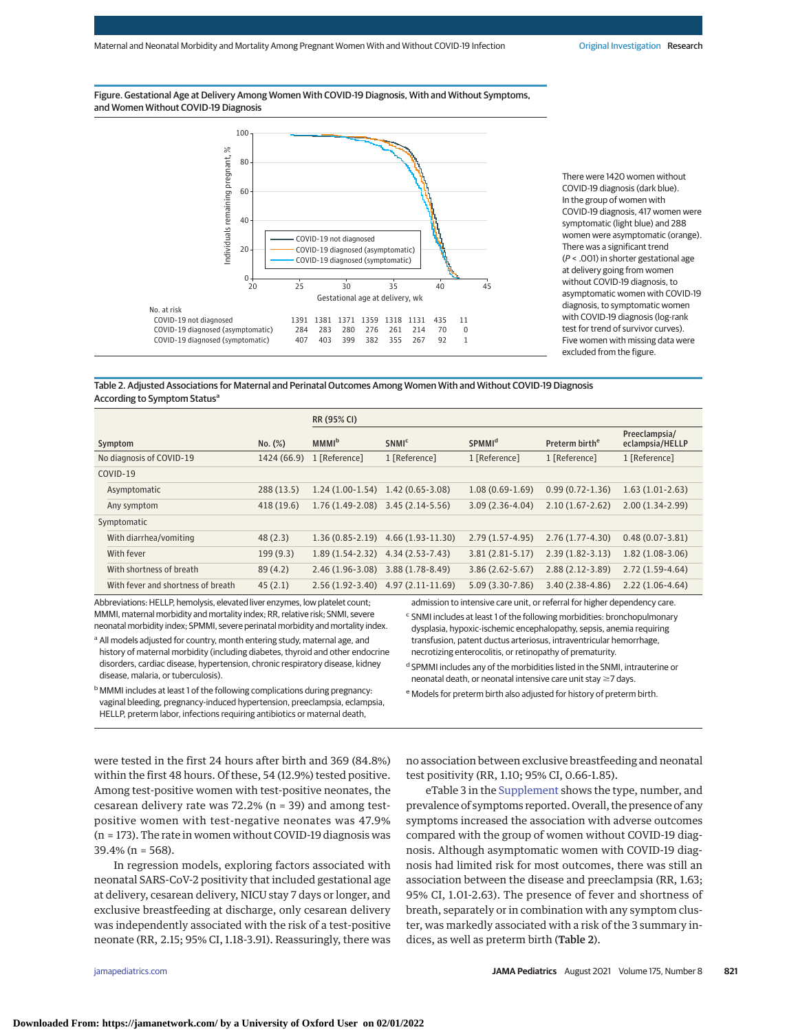Figure. Gestational Age at Delivery Among Women With COVID-19 Diagnosis, With and Without Symptoms, and Women Without COVID-19 Diagnosis

No. at risk

| | | | | | | | |
|---|---|---|---|---|---|---|---|
| COVID-19 not diagnosed | 1391 | 1381 | 1371 | 1359 | 1318 | 1131 | 435 | 11 |
| COVID-19 diagnosed (asymptomatic) | 284 | 283 | 280 | 276 | 261 | 214 | 70 | 0 |
| COVID-19 diagnosed (symptomatic) | 407 | 403 | 399 | 382 | 355 | 267 | 92 | 1 |

There were 1420 women without COVID-19 diagnosis (dark blue). In the group of women with COVID-19 diagnosis, 417 women were symptomatic (light blue) and 288 women were asymptomatic (orange). There was a significant trend ($P < .001$) in shorter gestational age at delivery going from women without COVID-19 diagnosis, to asymptomatic women with COVID-19 diagnosis, to symptomatic women with COVID-19 diagnosis (log-rank test for trend of survivor curves). Five women with missing data were excluded from the figure.

Table 2. Adjusted Associations for Maternal and Perinatal Outcomes Among Women With and Without COVID-19 Diagnosis According to Symptom Status[a]

| Symptom | No. (%) | RR (95% CI) | | | | |
|---|---|---|---|---|---|---|
| | | MMMI[b] | SNMI[c] | SPMMI[d] | Preterm birth[e] | Preeclampsia/ eclampsia/HELLP |
| No diagnosis of COVID-19 | 1424 (66.9) | 1 [Reference] | 1 [Reference] | 1 [Reference] | 1 [Reference] | 1 [Reference] |
| COVID-19 | | | | | | |
| Asymptomatic | 288 (13.5) | 1.24 (1.00-1.54) | 1.42 (0.65-3.08) | 1.08 (0.69-1.69) | 0.99 (0.72-1.36) | 1.63 (1.01-2.63) |
| Any symptom | 418 (19.6) | 1.76 (1.49-2.08) | 3.45 (2.14-5.56) | 3.09 (2.36-4.04) | 2.10 (1.67-2.62) | 2.00 (1.34-2.99) |
| Symptomatic | | | | | | |
| With diarrhea/vomiting | 48 (2.3) | 1.36 (0.85-2.19) | 4.66 (1.93-11.30) | 2.79 (1.57-4.95) | 2.76 (1.77-4.30) | 0.48 (0.07-3.81) |
| With fever | 199 (9.3) | 1.89 (1.54-2.32) | 4.34 (2.53-7.43) | 3.81 (2.81-5.17) | 2.39 (1.82-3.13) | 1.82 (1.08-3.06) |
| With shortness of breath | 89 (4.2) | 2.46 (1.96-3.08) | 3.88 (1.78-8.49) | 3.86 (2.62-5.67) | 2.88 (2.12-3.89) | 2.72 (1.59-4.64) |
| With fever and shortness of breath | 45 (2.1) | 2.56 (1.92-3.40) | 4.97 (2.11-11.69) | 5.09 (3.30-7.86) | 3.40 (2.38-4.86) | 2.22 (1.06-4.64) |

Abbreviations: HELLP, hemolysis, elevated liver enzymes, low platelet count; MMMI, maternal morbidity and mortality index; RR, relative risk; SNMI, severe neonatal morbidity index; SPMMI, severe perinatal morbidity and mortality index.

[a] All models adjusted for country, month entering study, maternal age, and history of maternal morbidity (including diabetes, thyroid and other endocrine disorders, cardiac disease, hypertension, chronic respiratory disease, kidney disease, malaria, or tuberculosis).

[b] MMMI includes at least 1 of the following complications during pregnancy: vaginal bleeding, pregnancy-induced hypertension, preeclampsia, eclampsia, HELLP, preterm labor, infections requiring antibiotics or maternal death, admission to intensive care unit, or referral for higher dependency care.

[c] SNMI includes at least 1 of the following morbidities: bronchopulmonary dysplasia, hypoxic-ischemic encephalopathy, sepsis, anemia requiring transfusion, patent ductus arteriosus, intraventricular hemorrhage, necrotizing enterocolitis, or retinopathy of prematurity.

[d] SPMMI includes any of the morbidities listed in the SNMI, intrauterine or neonatal death, or neonatal intensive care unit stay ≥7 days.

[e] Models for preterm birth also adjusted for history of preterm birth.

were tested in the first 24 hours after birth and 369 (84.8%) within the first 48 hours. Of these, 54 (12.9%) tested positive. Among test-positive women with test-positive neonates, the cesarean delivery rate was 72.2% (n = 39) and among test-positive women with test-negative neonates was 47.9% (n = 173). The rate in women without COVID-19 diagnosis was 39.4% (n = 568).

In regression models, exploring factors associated with neonatal SARS-CoV-2 positivity that included gestational age at delivery, cesarean delivery, NICU stay 7 days or longer, and exclusive breastfeeding at discharge, only cesarean delivery was independently associated with the risk of a test-positive neonate (RR, 2.15; 95% CI, 1.18-3.91). Reassuringly, there was no association between exclusive breastfeeding and neonatal test positivity (RR, 1.10; 95% CI, 0.66-1.85).

eTable 3 in the Supplement shows the type, number, and prevalence of symptoms reported. Overall, the presence of any symptoms increased the association with adverse outcomes compared with the group of women without COVID-19 diagnosis. Although asymptomatic women with COVID-19 diagnosis had limited risk for most outcomes, there was still an association between the disease and preeclampsia (RR, 1.63; 95% CI, 1.01-2.63). The presence of fever and shortness of breath, separately or in combination with any symptom cluster, was markedly associated with a risk of the 3 summary indices, as well as preterm birth (Table 2).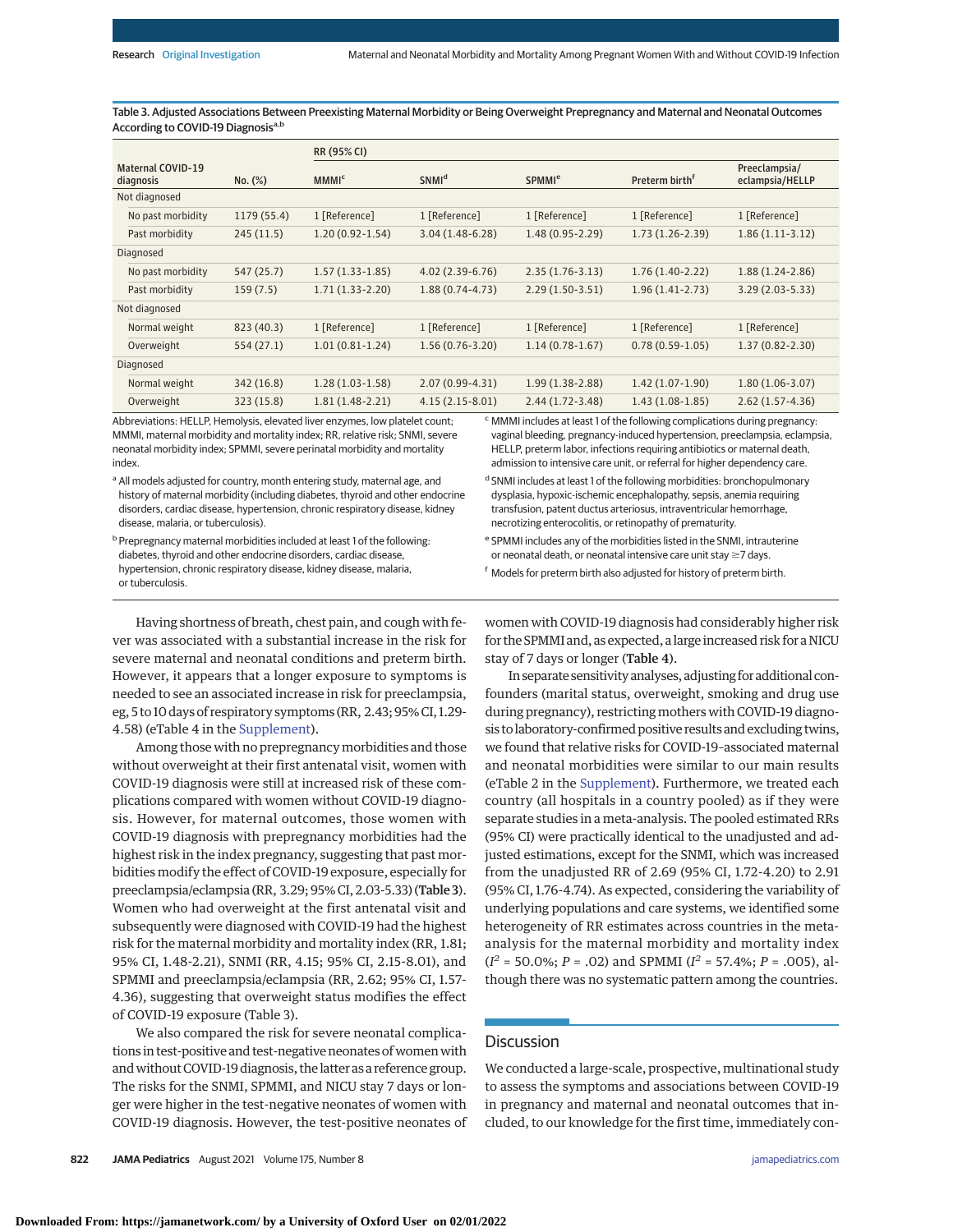Table 3. Adjusted Associations Between Preexisting Maternal Morbidity or Being Overweight Prepregnancy and Maternal and Neonatal Outcomes According to COVID-19 Diagnosis[a,b]

| Maternal COVID-19 diagnosis | No. (%) | RR (95% CI) | | | | |
|---|---|---|---|---|---|---|
| | | MMMI[c] | SNMI[d] | SPMMI[e] | Preterm birth[f] | Preeclampsia/eclampsia/HELLP |
| Not diagnosed | | | | | | |
| No past morbidity | 1179 (55.4) | 1 [Reference] | 1 [Reference] | 1 [Reference] | 1 [Reference] | 1 [Reference] |
| Past morbidity | 245 (11.5) | 1.20 (0.92-1.54) | 3.04 (1.48-6.28) | 1.48 (0.95-2.29) | 1.73 (1.26-2.39) | 1.86 (1.11-3.12) |
| Diagnosed | | | | | | |
| No past morbidity | 547 (25.7) | 1.57 (1.33-1.85) | 4.02 (2.39-6.76) | 2.35 (1.76-3.13) | 1.76 (1.40-2.22) | 1.88 (1.24-2.86) |
| Past morbidity | 159 (7.5) | 1.71 (1.33-2.20) | 1.88 (0.74-4.73) | 2.29 (1.50-3.51) | 1.96 (1.41-2.73) | 3.29 (2.03-5.33) |
| Not diagnosed | | | | | | |
| Normal weight | 823 (40.3) | 1 [Reference] | 1 [Reference] | 1 [Reference] | 1 [Reference] | 1 [Reference] |
| Overweight | 554 (27.1) | 1.01 (0.81-1.24) | 1.56 (0.76-3.20) | 1.14 (0.78-1.67) | 0.78 (0.59-1.05) | 1.37 (0.82-2.30) |
| Diagnosed | | | | | | |
| Normal weight | 342 (16.8) | 1.28 (1.03-1.58) | 2.07 (0.99-4.31) | 1.99 (1.38-2.88) | 1.42 (1.07-1.90) | 1.80 (1.06-3.07) |
| Overweight | 323 (15.8) | 1.81 (1.48-2.21) | 4.15 (2.15-8.01) | 2.44 (1.72-3.48) | 1.43 (1.08-1.85) | 2.62 (1.57-4.36) |

Abbreviations: HELLP, Hemolysis, elevated liver enzymes, low platelet count; MMMI, maternal morbidity and mortality index; RR, relative risk; SNMI, severe neonatal morbidity index; SPMMI, severe perinatal morbidity and mortality index.

[a] All models adjusted for country, month entering study, maternal age, and history of maternal morbidity (including diabetes, thyroid and other endocrine disorders, cardiac disease, hypertension, chronic respiratory disease, kidney disease, malaria, or tuberculosis).

[b] Prepregnancy maternal morbidities included at least 1 of the following: diabetes, thyroid and other endocrine disorders, cardiac disease, hypertension, chronic respiratory disease, kidney disease, malaria, or tuberculosis.

[c] MMMI includes at least 1 of the following complications during pregnancy: vaginal bleeding, pregnancy-induced hypertension, preeclampsia, eclampsia, HELLP, preterm labor, infections requiring antibiotics or maternal death, admission to intensive care unit, or referral for higher dependency care.

[d] SNMI includes at least 1 of the following morbidities: bronchopulmonary dysplasia, hypoxic-ischemic encephalopathy, sepsis, anemia requiring transfusion, patent ductus arteriosus, intraventricular hemorrhage, necrotizing enterocolitis, or retinopathy of prematurity.

[e] SPMMI includes any of the morbidities listed in the SNMI, intrauterine or neonatal death, or neonatal intensive care unit stay ≥7 days.

[f] Models for preterm birth also adjusted for history of preterm birth.

Having shortness of breath, chest pain, and cough with fever was associated with a substantial increase in the risk for severe maternal and neonatal conditions and preterm birth. However, it appears that a longer exposure to symptoms is needed to see an associated increase in risk for preeclampsia, eg, 5 to 10 days of respiratory symptoms (RR, 2.43; 95% CI, 1.29-4.58) (eTable 4 in the Supplement).

Among those with no prepregnancy morbidities and those without overweight at their first antenatal visit, women with COVID-19 diagnosis were still at increased risk of these complications compared with women without COVID-19 diagnosis. However, for maternal outcomes, those women with COVID-19 diagnosis with prepregnancy morbidities had the highest risk in the index pregnancy, suggesting that past morbidities modify the effect of COVID-19 exposure, especially for preeclampsia/eclampsia (RR, 3.29; 95% CI, 2.03-5.33) (Table 3). Women who had overweight at the first antenatal visit and subsequently were diagnosed with COVID-19 had the highest risk for the maternal morbidity and mortality index (RR, 1.81; 95% CI, 1.48-2.21), SNMI (RR, 4.15; 95% CI, 2.15-8.01), and SPMMI and preeclampsia/eclampsia (RR, 2.62; 95% CI, 1.57-4.36), suggesting that overweight status modifies the effect of COVID-19 exposure (Table 3).

We also compared the risk for severe neonatal complications in test-positive and test-negative neonates of women with and without COVID-19 diagnosis, the latter as a reference group. The risks for the SNMI, SPMMI, and NICU stay 7 days or longer were higher in the test-negative neonates of women with COVID-19 diagnosis. However, the test-positive neonates of women with COVID-19 diagnosis had considerably higher risk for the SPMMI and, as expected, a large increased risk for a NICU stay of 7 days or longer (Table 4).

In separate sensitivity analyses, adjusting for additional confounders (marital status, overweight, smoking and drug use during pregnancy), restricting mothers with COVID-19 diagnosis to laboratory-confirmed positive results and excluding twins, we found that relative risks for COVID-19–associated maternal and neonatal morbidities were similar to our main results (eTable 2 in the Supplement). Furthermore, we treated each country (all hospitals in a country pooled) as if they were separate studies in a meta-analysis. The pooled estimated RRs (95% CI) were practically identical to the unadjusted and adjusted estimations, except for the SNMI, which was increased from the unadjusted RR of 2.69 (95% CI, 1.72-4.20) to 2.91 (95% CI, 1.76-4.74). As expected, considering the variability of underlying populations and care systems, we identified some heterogeneity of RR estimates across countries in the meta-analysis for the maternal morbidity and mortality index ($I^2$ = 50.0%; $P$ = .02) and SPMMI ($I^2$ = 57.4%; $P$ = .005), although there was no systematic pattern among the countries.

## Discussion

We conducted a large-scale, prospective, multinational study to assess the symptoms and associations between COVID-19 in pregnancy and maternal and neonatal outcomes that included, to our knowledge for the first time, immediately con-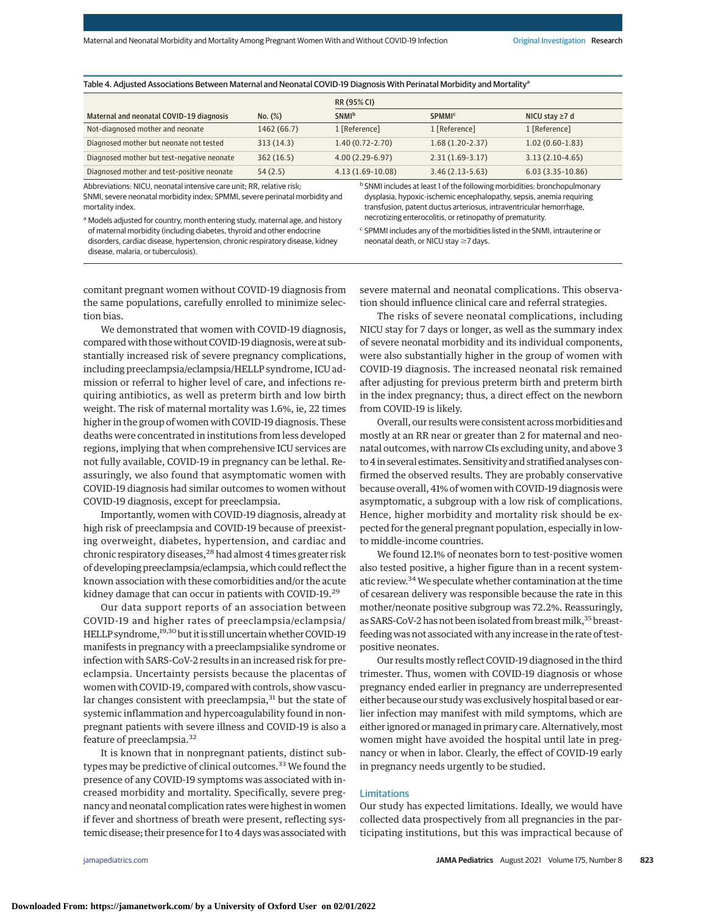Table 4. Adjusted Associations Between Maternal and Neonatal COVID-19 Diagnosis With Perinatal Morbidity and Mortality[a]

| Maternal and neonatal COVID-19 diagnosis | No. (%) | RR (95% CI) | | |
|---|---|---|---|---|
| | | SNMI[b] | SPMMI[c] | NICU stay ≥7 d |
| Not-diagnosed mother and neonate | 1462 (66.7) | 1 [Reference] | 1 [Reference] | 1 [Reference] |
| Diagnosed mother but neonate not tested | 313 (14.3) | 1.40 (0.72-2.70) | 1.68 (1.20-2.37) | 1.02 (0.60-1.83) |
| Diagnosed mother but test-negative neonate | 362 (16.5) | 4.00 (2.29-6.97) | 2.31 (1.69-3.17) | 3.13 (2.10-4.65) |
| Diagnosed mother and test-positive neonate | 54 (2.5) | 4.13 (1.69-10.08) | 3.46 (2.13-5.63) | 6.03 (3.35-10.86) |

Abbreviations: NICU, neonatal intensive care unit; RR, relative risk; SNMI, severe neonatal morbidity index; SPMMI, severe perinatal morbidity and mortality index.

[a] Models adjusted for country, month entering study, maternal age, and history of maternal morbidity (including diabetes, thyroid and other endocrine disorders, cardiac disease, hypertension, chronic respiratory disease, kidney disease, malaria, or tuberculosis).

[b] SNMI includes at least 1 of the following morbidities: bronchopulmonary dysplasia, hypoxic-ischemic encephalopathy, sepsis, anemia requiring transfusion, patent ductus arteriosus, intraventricular hemorrhage, necrotizing enterocolitis, or retinopathy of prematurity.

[c] SPMMI includes any of the morbidities listed in the SNMI, intrauterine or neonatal death, or NICU stay ≥7 days.

comitant pregnant women without COVID-19 diagnosis from the same populations, carefully enrolled to minimize selection bias.

We demonstrated that women with COVID-19 diagnosis, compared with those without COVID-19 diagnosis, were at substantially increased risk of severe pregnancy complications, including preeclampsia/eclampsia/HELLP syndrome, ICU admission or referral to higher level of care, and infections requiring antibiotics, as well as preterm birth and low birth weight. The risk of maternal mortality was 1.6%, ie, 22 times higher in the group of women with COVID-19 diagnosis. These deaths were concentrated in institutions from less developed regions, implying that when comprehensive ICU services are not fully available, COVID-19 in pregnancy can be lethal. Reassuringly, we also found that asymptomatic women with COVID-19 diagnosis had similar outcomes to women without COVID-19 diagnosis, except for preeclampsia.

Importantly, women with COVID-19 diagnosis, already at high risk of preeclampsia and COVID-19 because of preexisting overweight, diabetes, hypertension, and cardiac and chronic respiratory diseases,[28] had almost 4 times greater risk of developing preeclampsia/eclampsia, which could reflect the known association with these comorbidities and/or the acute kidney damage that can occur in patients with COVID-19.[29]

Our data support reports of an association between COVID-19 and higher rates of preeclampsia/eclampsia/HELLP syndrome,[19,30] but it is still uncertain whether COVID-19 manifests in pregnancy with a preeclampsialike syndrome or infection with SARS-CoV-2 results in an increased risk for preeclampsia. Uncertainty persists because the placentas of women with COVID-19, compared with controls, show vascular changes consistent with preeclampsia,[31] but the state of systemic inflammation and hypercoagulability found in nonpregnant patients with severe illness and COVID-19 is also a feature of preeclampsia.[32]

It is known that in nonpregnant patients, distinct subtypes may be predictive of clinical outcomes.[33] We found the presence of any COVID-19 symptoms was associated with increased morbidity and mortality. Specifically, severe pregnancy and neonatal complication rates were highest in women if fever and shortness of breath were present, reflecting systemic disease; their presence for 1 to 4 days was associated with severe maternal and neonatal complications. This observation should influence clinical care and referral strategies.

The risks of severe neonatal complications, including NICU stay for 7 days or longer, as well as the summary index of severe neonatal morbidity and its individual components, were also substantially higher in the group of women with COVID-19 diagnosis. The increased neonatal risk remained after adjusting for previous preterm birth and preterm birth in the index pregnancy; thus, a direct effect on the newborn from COVID-19 is likely.

Overall, our results were consistent across morbidities and mostly at an RR near or greater than 2 for maternal and neonatal outcomes, with narrow CIs excluding unity, and above 3 to 4 in several estimates. Sensitivity and stratified analyses confirmed the observed results. They are probably conservative because overall, 41% of women with COVID-19 diagnosis were asymptomatic, a subgroup with a low risk of complications. Hence, higher morbidity and mortality risk should be expected for the general pregnant population, especially in low- to middle-income countries.

We found 12.1% of neonates born to test-positive women also tested positive, a higher figure than in a recent systematic review.[34] We speculate whether contamination at the time of cesarean delivery was responsible because the rate in this mother/neonate positive subgroup was 72.2%. Reassuringly, as SARS-CoV-2 has not been isolated from breast milk,[35] breastfeeding was not associated with any increase in the rate of test-positive neonates.

Our results mostly reflect COVID-19 diagnosed in the third trimester. Thus, women with COVID-19 diagnosis or whose pregnancy ended earlier in pregnancy are underrepresented either because our study was exclusively hospital based or earlier infection may manifest with mild symptoms, which are either ignored or managed in primary care. Alternatively, most women might have avoided the hospital until late in pregnancy or when in labor. Clearly, the effect of COVID-19 early in pregnancy needs urgently to be studied.

## Limitations

Our study has expected limitations. Ideally, we would have collected data prospectively from all pregnancies in the participating institutions, but this was impractical because of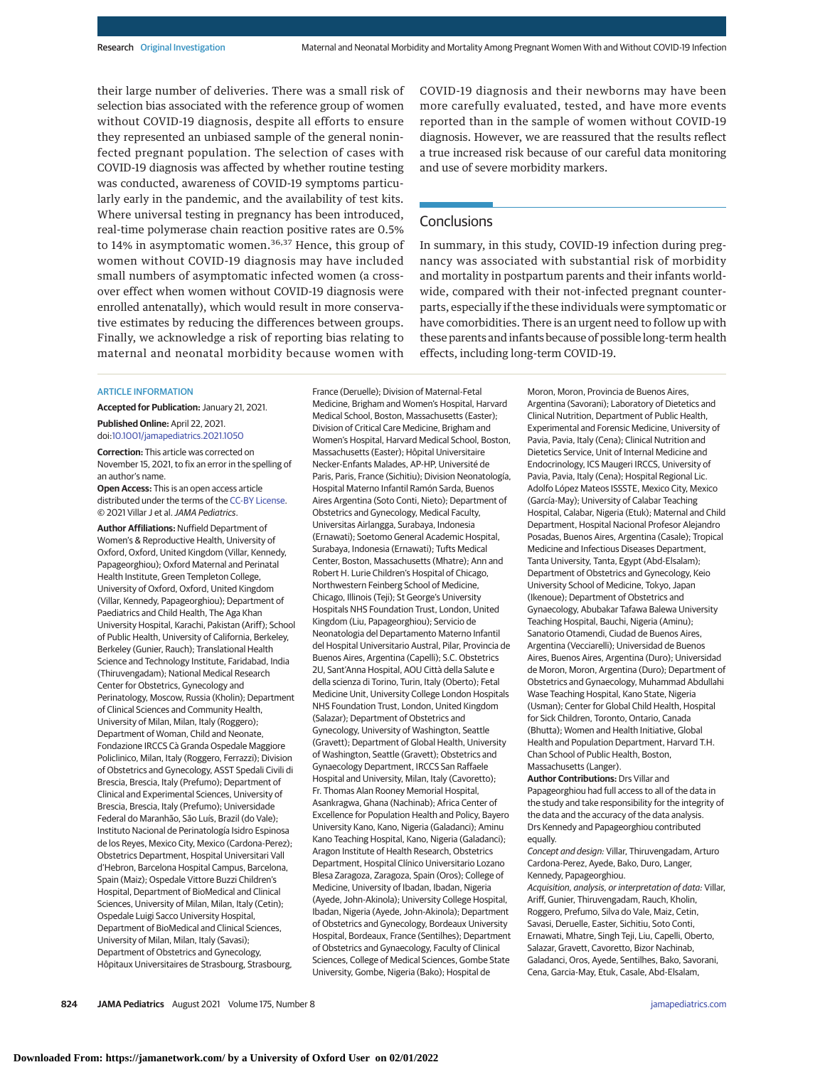their large number of deliveries. There was a small risk of selection bias associated with the reference group of women without COVID-19 diagnosis, despite all efforts to ensure they represented an unbiased sample of the general noninfected pregnant population. The selection of cases with COVID-19 diagnosis was affected by whether routine testing was conducted, awareness of COVID-19 symptoms particularly early in the pandemic, and the availability of test kits. Where universal testing in pregnancy has been introduced, real-time polymerase chain reaction positive rates are 0.5% to 14% in asymptomatic women.[36,37] Hence, this group of women without COVID-19 diagnosis may have included small numbers of asymptomatic infected women (a crossover effect when women without COVID-19 diagnosis were enrolled antenatally), which would result in more conservative estimates by reducing the differences between groups. Finally, we acknowledge a risk of reporting bias relating to maternal and neonatal morbidity because women with COVID-19 diagnosis and their newborns may have been more carefully evaluated, tested, and have more events reported than in the sample of women without COVID-19 diagnosis. However, we are reassured that the results reflect a true increased risk because of our careful data monitoring and use of severe morbidity markers.

## Conclusions

In summary, in this study, COVID-19 infection during pregnancy was associated with substantial risk of morbidity and mortality in postpartum parents and their infants worldwide, compared with their not-infected pregnant counterparts, especially if the these individuals were symptomatic or have comorbidities. There is an urgent need to follow up with these parents and infants because of possible long-term health effects, including long-term COVID-19.

### ARTICLE INFORMATION

**Accepted for Publication:** January 21, 2021.

**Published Online:** April 22, 2021. doi:10.1001/jamapediatrics.2021.1050

**Correction:** This article was corrected on November 15, 2021, to fix an error in the spelling of an author's name.

**Open Access:** This is an open access article distributed under the terms of the CC-BY License. © 2021 Villar J et al. *JAMA Pediatrics*.

**Author Affiliations:** Nuffield Department of Women's & Reproductive Health, University of Oxford, Oxford, United Kingdom (Villar, Kennedy, Papageorghiou); Oxford Maternal and Perinatal Health Institute, Green Templeton College, University of Oxford, Oxford, United Kingdom (Villar, Kennedy, Papageorghiou); Department of Paediatrics and Child Health, The Aga Khan University Hospital, Karachi, Pakistan (Ariff); School of Public Health, University of California, Berkeley, Berkeley (Gunier, Rauch); Translational Health Science and Technology Institute, Faridabad, India (Thiruvengadam); National Medical Research Center for Obstetrics, Gynecology and Perinatology, Moscow, Russia (Kholin); Department of Clinical Sciences and Community Health, University of Milan, Milan, Italy (Roggero); Department of Woman, Child and Neonate, Fondazione IRCCS Cà Granda Ospedale Maggiore Policlinico, Milan, Italy (Roggero, Ferrazzi); Division of Obstetrics and Gynecology, ASST Spedali Civili di Brescia, Brescia, Italy (Prefumo); Department of Clinical and Experimental Sciences, University of Brescia, Brescia, Italy (Prefumo); Universidade Federal do Maranhão, São Luís, Brazil (do Vale); Instituto Nacional de Perinatología Isidro Espinosa de los Reyes, Mexico City, Mexico (Cardona-Perez); Obstetrics Department, Hospital Universitari Vall d'Hebron, Barcelona Hospital Campus, Barcelona, Spain (Maiz); Ospedale Vittore Buzzi Children's Hospital, Department of BioMedical and Clinical Sciences, University of Milan, Milan, Italy (Cetin); Ospedale Luigi Sacco University Hospital, Department of BioMedical and Clinical Sciences, University of Milan, Milan, Italy (Savasi); Department of Obstetrics and Gynecology, Hôpitaux Universitaires de Strasbourg, Strasbourg, France (Deruelle); Division of Maternal-Fetal Medicine, Brigham and Women's Hospital, Harvard Medical School, Boston, Massachusetts (Easter); Division of Critical Care Medicine, Brigham and Women's Hospital, Harvard Medical School, Boston, Massachusetts (Easter); Hôpital Universitaire Necker-Enfants Malades, AP-HP, Université de Paris, Paris, France (Sichitiu); Division Neonatología, Hospital Materno Infantil Ramón Sarda, Buenos Aires Argentina (Soto Conti, Nieto); Department of Obstetrics and Gynecology, Medical Faculty, Universitas Airlangga, Surabaya, Indonesia (Ernawati); Soetomo General Academic Hospital, Surabaya, Indonesia (Ernawati); Tufts Medical Center, Boston, Massachusetts (Mhatre); Ann and Robert H. Lurie Children's Hospital of Chicago, Northwestern Feinberg School of Medicine, Chicago, Illinois (Teji); St George's University Hospitals NHS Foundation Trust, London, United Kingdom (Liu, Papageorghiou); Servicio de Neonatologia del Departamento Materno Infantil del Hospital Universitario Austral, Pilar, Provincia de Buenos Aires, Argentina (Capelli); S.C. Obstetrics 2U, Sant'Anna Hospital, AOU Città della Salute e della scienza di Torino, Turin, Italy (Oberto); Fetal Medicine Unit, University College London Hospitals NHS Foundation Trust, London, United Kingdom (Salazar); Department of Obstetrics and Gynecology, University of Washington, Seattle (Gravett); Department of Global Health, University of Washington, Seattle (Gravett); Obstetrics and Gynaecology Department, IRCCS San Raffaele Hospital and University, Milan, Italy (Cavoretto); Fr. Thomas Alan Rooney Memorial Hospital, Asankragwa, Ghana (Nachinab); Africa Center of Excellence for Population Health and Policy, Bayero University Kano, Kano, Nigeria (Galadanci); Aminu Kano Teaching Hospital, Kano, Nigeria (Galadanci); Aragon Institute of Health Research, Obstetrics Department, Hospital Clínico Universitario Lozano Blesa Zaragoza, Zaragoza, Spain (Oros); College of Medicine, University of Ibadan, Ibadan, Nigeria (Ayede, John-Akinola); University College Hospital, Ibadan, Nigeria (Ayede, John-Akinola); Department of Obstetrics and Gynecology, Bordeaux University Hospital, Bordeaux, France (Sentilhes); Department of Obstetrics and Gynaecology, Faculty of Clinical Sciences, College of Medical Sciences, Gombe State University, Gombe, Nigeria (Bako); Hospital de Moron, Moron, Provincia de Buenos Aires, Argentina (Savorani); Laboratory of Dietetics and Clinical Nutrition, Department of Public Health, Experimental and Forensic Medicine, University of Pavia, Pavia, Italy (Cena); Clinical Nutrition and Dietetics Service, Unit of Internal Medicine and Endocrinology, ICS Maugeri IRCCS, University of Pavia, Pavia, Italy (Cena); Hospital Regional Lic. Adolfo López Mateos ISSSTE, Mexico City, Mexico (García-May); University of Calabar Teaching Hospital, Calabar, Nigeria (Etuk); Maternal and Child Department, Hospital Nacional Profesor Alejandro Posadas, Buenos Aires, Argentina (Casale); Tropical Medicine and Infectious Diseases Department, Tanta University, Tanta, Egypt (Abd-Elsalam); Department of Obstetrics and Gynecology, Keio University School of Medicine, Tokyo, Japan (Ikenoue); Department of Obstetrics and Gynaecology, Abubakar Tafawa Balewa University Teaching Hospital, Bauchi, Nigeria (Aminu); Sanatorio Otamendi, Ciudad de Buenos Aires, Argentina (Vecciarelli); Universidad de Buenos Aires, Buenos Aires, Argentina (Duro); Universidad de Moron, Moron, Argentina (Duro); Department of Obstetrics and Gynaecology, Muhammad Abdullahi Wase Teaching Hospital, Kano State, Nigeria (Usman); Center for Global Child Health, Hospital for Sick Children, Toronto, Ontario, Canada (Bhutta); Women and Health Initiative, Global Health and Population Department, Harvard T.H. Chan School of Public Health, Boston, Massachusetts (Langer).

**Author Contributions:** Drs Villar and Papageorghiou had full access to all of the data in the study and take responsibility for the integrity of the data and the accuracy of the data analysis. Drs Kennedy and Papageorghiou contributed equally.

*Concept and design:* Villar, Thiruvengadam, Arturo Cardona-Perez, Ayede, Bako, Duro, Langer, Kennedy, Papageorghiou.

*Acquisition, analysis, or interpretation of data:* Villar, Ariff, Gunier, Thiruvengadam, Rauch, Kholin, Roggero, Prefumo, Silva do Vale, Maiz, Cetin, Savasi, Deruelle, Easter, Sichitiu, Soto Conti, Ernawati, Mhatre, Singh Teji, Liu, Capelli, Oberto, Salazar, Gravett, Cavoretto, Bizor Nachinab, Galadanci, Oros, Ayede, Sentilhes, Bako, Savorani, Cena, Garcia-May, Etuk, Casale, Abd-Elsalam,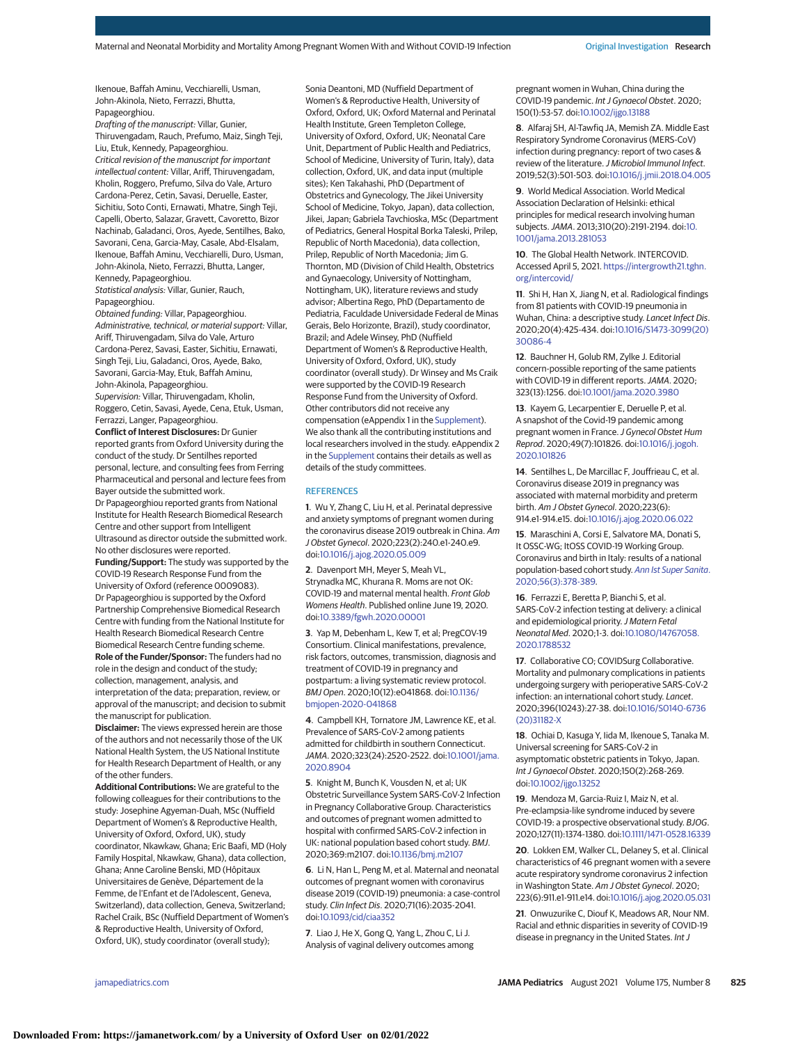Ikenoue, Baffah Aminu, Vecchiarelli, Usman, John-Akinola, Nieto, Ferrazzi, Bhutta, Papageorghiou.

*Drafting of the manuscript:* Villar, Gunier, Thiruvengadam, Rauch, Prefumo, Maiz, Singh Teji, Liu, Etuk, Kennedy, Papageorghiou.

*Critical revision of the manuscript for important intellectual content:* Villar, Ariff, Thiruvengadam, Kholin, Roggero, Prefumo, Silva do Vale, Arturo Cardona-Perez, Cetin, Savasi, Deruelle, Easter, Sichitiu, Soto Conti, Ernawati, Mhatre, Singh Teji, Capelli, Oberto, Salazar, Gravett, Cavoretto, Bizor Nachinab, Galadanci, Oros, Ayede, Sentilhes, Bako, Savorani, Cena, Garcia-May, Casale, Abd-Elsalam, Ikenoue, Baffah Aminu, Vecchiarelli, Duro, Usman, John-Akinola, Nieto, Ferrazzi, Bhutta, Langer, Kennedy, Papageorghiou.

*Statistical analysis:* Villar, Gunier, Rauch, Papageorghiou.

*Obtained funding:* Villar, Papageorghiou.

*Administrative, technical, or material support:* Villar, Ariff, Thiruvengadam, Silva do Vale, Arturo Cardona-Perez, Savasi, Easter, Sichitiu, Ernawati, Singh Teji, Liu, Galadanci, Oros, Ayede, Bako, Savorani, Garcia-May, Etuk, Baffah Aminu, John-Akinola, Papageorghiou.

*Supervision:* Villar, Thiruvengadam, Kholin, Roggero, Cetin, Savasi, Ayede, Cena, Etuk, Usman, Ferrazzi, Langer, Papageorghiou.

**Conflict of Interest Disclosures:** Dr Gunier reported grants from Oxford University during the conduct of the study. Dr Sentilhes reported personal, lecture, and consulting fees from Ferring Pharmaceutical and personal and lecture fees from Bayer outside the submitted work. Dr Papageorghiou reported grants from National Institute for Health Research Biomedical Research Centre and other support from Intelligent Ultrasound as director outside the submitted work. No other disclosures were reported.

**Funding/Support:** The study was supported by the COVID-19 Research Response Fund from the University of Oxford (reference 0009083). Dr Papageorghiou is supported by the Oxford Partnership Comprehensive Biomedical Research Centre with funding from the National Institute for Health Research Biomedical Research Centre funding scheme.

**Role of the Funder/Sponsor:** The funders had no role in the design and conduct of the study; collection, management, analysis, and interpretation of the data; preparation, review, or approval of the manuscript; and decision to submit the manuscript for publication.

**Disclaimer:** The views expressed herein are those of the authors and not necessarily those of the UK National Health System, the US National Institute for Health Research Department of Health, or any of the other funders.

**Additional Contributions:** We are grateful to the following colleagues for their contributions to the study: Josephine Agyeman-Duah, MSc (Nuffield Department of Women's & Reproductive Health, University of Oxford, Oxford, UK), study coordinator, Nkawkaw, Ghana; Eric Baafi, MD (Holy Family Hospital, Nkawkaw, Ghana), data collection, Ghana; Anne Caroline Benski, MD (Hôpitaux Universitaires de Genève, Département de la Femme, de l'Enfant et de l'Adolescent, Geneva, Switzerland), data collection, Geneva, Switzerland; Rachel Craik, BSc (Nuffield Department of Women's & Reproductive Health, University of Oxford, Oxford, UK), study coordinator (overall study); Sonia Deantoni, MD (Nuffield Department of Women's & Reproductive Health, University of Oxford, Oxford, UK; Oxford Maternal and Perinatal Health Institute, Green Templeton College, University of Oxford, Oxford, UK; Neonatal Care Unit, Department of Public Health and Pediatrics, School of Medicine, University of Turin, Italy), data collection, Oxford, UK, and data input (multiple sites); Ken Takahashi, PhD (Department of Obstetrics and Gynecology, The Jikei University School of Medicine, Tokyo, Japan), data collection, Jikei, Japan; Gabriela Tavchioska, MSc (Department of Pediatrics, General Hospital Borka Taleski, Prilep, Republic of North Macedonia), data collection, Prilep, Republic of North Macedonia); Jim G. Thornton, MD (Division of Child Health, Obstetrics and Gynecology, University of Nottingham, Nottingham, UK), literature reviews and study advisor; Albertina Rego, PhD (Departamento de Pediatria, Faculdade Universidade Federal de Minas Gerais, Belo Horizonte, Brazil), study coordinator, Brazil; and Adele Winsey, PhD (Nuffield Department of Women's & Reproductive Health, University of Oxford, Oxford, UK), study coordinator (overall study). Dr Winsey and Ms Craik were supported by the COVID-19 Research Response Fund from the University of Oxford. Other contributors did not receive any compensation (eAppendix 1 in the Supplement). We also thank all the contributing institutions and local researchers involved in the study. eAppendix 2 in the Supplement contains their details as well as details of the study committees.

## REFERENCES

1. Wu Y, Zhang C, Liu H, et al. Perinatal depressive and anxiety symptoms of pregnant women during the coronavirus disease 2019 outbreak in China. *Am J Obstet Gynecol*. 2020;223(2):240.e1-240.e9. doi:10.1016/j.ajog.2020.05.009

2. Davenport MH, Meyer S, Meah VL, Strynadka MC, Khurana R. Moms are not OK: COVID-19 and maternal mental health. *Front Glob Womens Health*. Published online June 19, 2020. doi:10.3389/fgwh.2020.00001

3. Yap M, Debenham L, Kew T, et al; PregCOV-19 Consortium. Clinical manifestations, prevalence, risk factors, outcomes, transmission, diagnosis and treatment of COVID-19 in pregnancy and postpartum: a living systematic review protocol. *BMJ Open*. 2020;10(12):e041868. doi:10.1136/bmjopen-2020-041868

4. Campbell KH, Tornatore JM, Lawrence KE, et al. Prevalence of SARS-CoV-2 among patients admitted for childbirth in southern Connecticut. *JAMA*. 2020;323(24):2520-2522. doi:10.1001/jama.2020.8904

5. Knight M, Bunch K, Vousden N, et al; UK Obstetric Surveillance System SARS-CoV-2 Infection in Pregnancy Collaborative Group. Characteristics and outcomes of pregnant women admitted to hospital with confirmed SARS-CoV-2 infection in UK: national population based cohort study. *BMJ*. 2020;369:m2107. doi:10.1136/bmj.m2107

6. Li N, Han L, Peng M, et al. Maternal and neonatal outcomes of pregnant women with coronavirus disease 2019 (COVID-19) pneumonia: a case-control study. *Clin Infect Dis*. 2020;71(16):2035-2041. doi:10.1093/cid/ciaa352

7. Liao J, He X, Gong Q, Yang L, Zhou C, Li J. Analysis of vaginal delivery outcomes among pregnant women in Wuhan, China during the COVID-19 pandemic. *Int J Gynaecol Obstet*. 2020;150(1):53-57. doi:10.1002/ijgo.13188

8. Alfaraj SH, Al-Tawfiq JA, Memish ZA. Middle East Respiratory Syndrome Coronavirus (MERS-CoV) infection during pregnancy: report of two cases & review of the literature. *J Microbiol Immunol Infect*. 2019;52(3):501-503. doi:10.1016/j.jmii.2018.04.005

9. World Medical Association. World Medical Association Declaration of Helsinki: ethical principles for medical research involving human subjects. *JAMA*. 2013;310(20):2191-2194. doi:10.1001/jama.2013.281053

10. The Global Health Network. INTERCOVID. Accessed April 5, 2021. https://intergrowth21.tghn.org/intercovid/

11. Shi H, Han X, Jiang N, et al. Radiological findings from 81 patients with COVID-19 pneumonia in Wuhan, China: a descriptive study. *Lancet Infect Dis*. 2020;20(4):425-434. doi:10.1016/S1473-3099(20)30086-4

12. Bauchner H, Golub RM, Zylke J. Editorial concern-possible reporting of the same patients with COVID-19 in different reports. *JAMA*. 2020; 323(13):1256. doi:10.1001/jama.2020.3980

13. Kayem G, Lecarpentier E, Deruelle P, et al. A snapshot of the Covid-19 pandemic among pregnant women in France. *J Gynecol Obstet Hum Reprod*. 2020;49(7):101826. doi:10.1016/j.jogoh.2020.101826

14. Sentilhes L, De Marcillac F, Jouffrieau C, et al. Coronavirus disease 2019 in pregnancy was associated with maternal morbidity and preterm birth. *Am J Obstet Gynecol*. 2020;223(6): 914.e1-914.e15. doi:10.1016/j.ajog.2020.06.022

15. Maraschini A, Corsi E, Salvatore MA, Donati S, It OSSC-WG; ItOSS COVID-19 Working Group. Coronavirus and birth in Italy: results of a national population-based cohort study. *Ann Ist Super Sanita*. 2020;56(3):378-389.

16. Ferrazzi E, Beretta P, Bianchi S, et al. SARS-CoV-2 infection testing at delivery: a clinical and epidemiological priority. *J Matern Fetal Neonatal Med*. 2020;1-3. doi:10.1080/14767058.2020.1788532

17. Collaborative CO; COVIDSurg Collaborative. Mortality and pulmonary complications in patients undergoing surgery with perioperative SARS-CoV-2 infection: an international cohort study. *Lancet*. 2020;396(10243):27-38. doi:10.1016/S0140-6736(20)31182-X

18. Ochiai D, Kasuga Y, Iida M, Ikenoue S, Tanaka M. Universal screening for SARS-CoV-2 in asymptomatic obstetric patients in Tokyo, Japan. *Int J Gynaecol Obstet*. 2020;150(2):268-269. doi:10.1002/ijgo.13252

19. Mendoza M, Garcia-Ruiz I, Maiz N, et al. Pre-eclampsia-like syndrome induced by severe COVID-19: a prospective observational study. *BJOG*. 2020;127(11):1374-1380. doi:10.1111/1471-0528.16339

20. Lokken EM, Walker CL, Delaney S, et al. Clinical characteristics of 46 pregnant women with a severe acute respiratory syndrome coronavirus 2 infection in Washington State. *Am J Obstet Gynecol*. 2020; 223(6):911.e1-911.e14. doi:10.1016/j.ajog.2020.05.031

21. Onwuzurike C, Diouf K, Meadows AR, Nour NM. Racial and ethnic disparities in severity of COVID-19 disease in pregnancy in the United States. *Int J*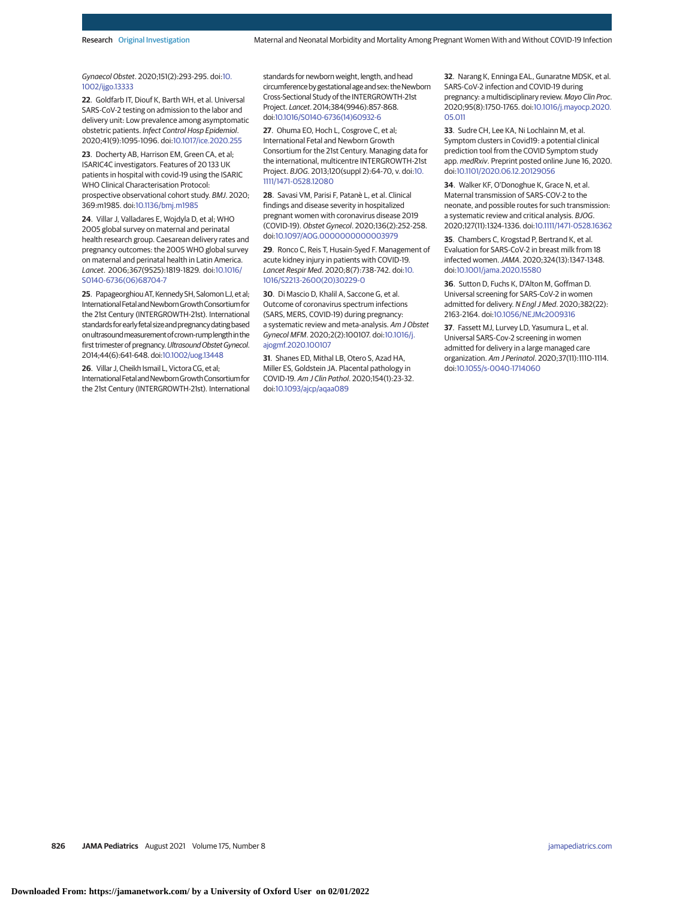*Gynaecol Obstet*. 2020;151(2):293-295. doi:10.1002/ijgo.13333

**22**. Goldfarb IT, Diouf K, Barth WH, et al. Universal SARS-CoV-2 testing on admission to the labor and delivery unit: Low prevalence among asymptomatic obstetric patients. *Infect Control Hosp Epidemiol*. 2020;41(9):1095-1096. doi:10.1017/ice.2020.255

**23**. Docherty AB, Harrison EM, Green CA, et al; ISARIC4C investigators. Features of 20 133 UK patients in hospital with covid-19 using the ISARIC WHO Clinical Characterisation Protocol: prospective observational cohort study. *BMJ*. 2020; 369:m1985. doi:10.1136/bmj.m1985

**24**. Villar J, Valladares E, Wojdyla D, et al; WHO 2005 global survey on maternal and perinatal health research group. Caesarean delivery rates and pregnancy outcomes: the 2005 WHO global survey on maternal and perinatal health in Latin America. *Lancet*. 2006;367(9525):1819-1829. doi:10.1016/S0140-6736(06)68704-7

**25**. Papageorghiou AT, Kennedy SH, Salomon LJ, et al; International Fetal and Newborn Growth Consortium for the 21st Century (INTERGROWTH-21st). International standards for early fetal size and pregnancy dating based on ultrasound measurement of crown-rump length in the first trimester of pregnancy. *Ultrasound Obstet Gynecol*. 2014;44(6):641-648. doi:10.1002/uog.13448

**26**. Villar J, Cheikh Ismail L, Victora CG, et al; International Fetal and Newborn Growth Consortium for the 21st Century (INTERGROWTH-21st). International standards for newborn weight, length, and head circumference by gestational age and sex: the Newborn Cross-Sectional Study of the INTERGROWTH-21st Project. *Lancet*. 2014;384(9946):857-868. doi:10.1016/S0140-6736(14)60932-6

**27**. Ohuma EO, Hoch L, Cosgrove C, et al; International Fetal and Newborn Growth Consortium for the 21st Century. Managing data for the international, multicentre INTERGROWTH-21st Project. *BJOG*. 2013;120(suppl 2):64-70, v. doi:10.1111/1471-0528.12080

**28**. Savasi VM, Parisi F, Patanè L, et al. Clinical findings and disease severity in hospitalized pregnant women with coronavirus disease 2019 (COVID-19). *Obstet Gynecol*. 2020;136(2):252-258. doi:10.1097/AOG.0000000000003979

**29**. Ronco C, Reis T, Husain-Syed F. Management of acute kidney injury in patients with COVID-19. *Lancet Respir Med*. 2020;8(7):738-742. doi:10.1016/S2213-2600(20)30229-0

**30**. Di Mascio D, Khalil A, Saccone G, et al. Outcome of coronavirus spectrum infections (SARS, MERS, COVID-19) during pregnancy: a systematic review and meta-analysis. *Am J Obstet Gynecol MFM*. 2020;2(2):100107. doi:10.1016/j.ajogmf.2020.100107

**31**. Shanes ED, Mithal LB, Otero S, Azad HA, Miller ES, Goldstein JA. Placental pathology in COVID-19. *Am J Clin Pathol*. 2020;154(1):23-32. doi:10.1093/ajcp/aqaa089

**32**. Narang K, Enninga EAL, Gunaratne MDSK, et al. SARS-CoV-2 infection and COVID-19 during pregnancy: a multidisciplinary review. *Mayo Clin Proc*. 2020;95(8):1750-1765. doi:10.1016/j.mayocp.2020.05.011

**33**. Sudre CH, Lee KA, Ni Lochlainn M, et al. Symptom clusters in Covid19: a potential clinical prediction tool from the COVID Symptom study app. *medRxiv*. Preprint posted online June 16, 2020. doi:10.1101/2020.06.12.20129056

**34**. Walker KF, O'Donoghue K, Grace N, et al. Maternal transmission of SARS-COV-2 to the neonate, and possible routes for such transmission: a systematic review and critical analysis. *BJOG*. 2020;127(11):1324-1336. doi:10.1111/1471-0528.16362

**35**. Chambers C, Krogstad P, Bertrand K, et al. Evaluation for SARS-CoV-2 in breast milk from 18 infected women. *JAMA*. 2020;324(13):1347-1348. doi:10.1001/jama.2020.15580

**36**. Sutton D, Fuchs K, D'Alton M, Goffman D. Universal screening for SARS-CoV-2 in women admitted for delivery. *N Engl J Med*. 2020;382(22):2163-2164. doi:10.1056/NEJMc2009316

**37**. Fassett MJ, Lurvey LD, Yasumura L, et al. Universal SARS-Cov-2 screening in women admitted for delivery in a large managed care organization. *Am J Perinatol*. 2020;37(11):1110-1114. doi:10.1055/s-0040-1714060